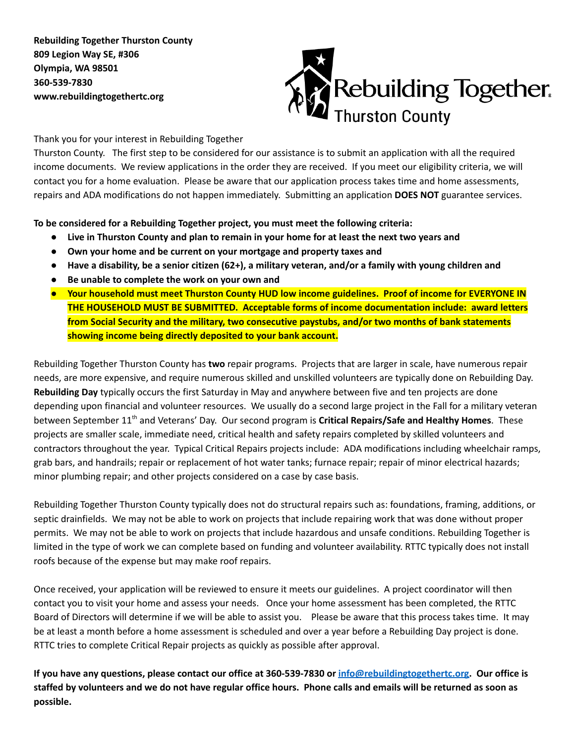**Rebuilding Together Thurston County**
**809 Legion Way SE, #306**
**Olympia, WA 98501**
**360-539-7830**
**www.rebuildingtogethertc.org**

Thank you for your interest in Rebuilding Together Thurston County. The first step to be considered for our assistance is to submit an application with all the required income documents. We review applications in the order they are received. If you meet our eligibility criteria, we will contact you for a home evaluation. Please be aware that our application process takes time and home assessments, repairs and ADA modifications do not happen immediately. Submitting an application **DOES NOT** guarantee services.

**To be considered for a Rebuilding Together project, you must meet the following criteria:**

- **Live in Thurston County and plan to remain in your home for at least the next two years and**
- **Own your home and be current on your mortgage and property taxes and**
- **Have a disability, be a senior citizen (62+), a military veteran, and/or a family with young children and**
- **Be unable to complete the work on your own and**
- **Your household must meet Thurston County HUD low income guidelines. Proof of income for EVERYONE IN THE HOUSEHOLD MUST BE SUBMITTED. Acceptable forms of income documentation include: award letters from Social Security and the military, two consecutive paystubs, and/or two months of bank statements showing income being directly deposited to your bank account.**

Rebuilding Together Thurston County has **two** repair programs. Projects that are larger in scale, have numerous repair needs, are more expensive, and require numerous skilled and unskilled volunteers are typically done on Rebuilding Day. **Rebuilding Day** typically occurs the first Saturday in May and anywhere between five and ten projects are done depending upon financial and volunteer resources. We usually do a second large project in the Fall for a military veteran between September 11th and Veterans' Day. Our second program is **Critical Repairs/Safe and Healthy Homes**. These projects are smaller scale, immediate need, critical health and safety repairs completed by skilled volunteers and contractors throughout the year. Typical Critical Repairs projects include: ADA modifications including wheelchair ramps, grab bars, and handrails; repair or replacement of hot water tanks; furnace repair; repair of minor electrical hazards; minor plumbing repair; and other projects considered on a case by case basis.

Rebuilding Together Thurston County typically does not do structural repairs such as: foundations, framing, additions, or septic drainfields. We may not be able to work on projects that include repairing work that was done without proper permits. We may not be able to work on projects that include hazardous and unsafe conditions. Rebuilding Together is limited in the type of work we can complete based on funding and volunteer availability. RTTC typically does not install roofs because of the expense but may make roof repairs.

Once received, your application will be reviewed to ensure it meets our guidelines. A project coordinator will then contact you to visit your home and assess your needs. Once your home assessment has been completed, the RTTC Board of Directors will determine if we will be able to assist you. Please be aware that this process takes time. It may be at least a month before a home assessment is scheduled and over a year before a Rebuilding Day project is done. RTTC tries to complete Critical Repair projects as quickly as possible after approval.

**If you have any questions, please contact our office at 360-539-7830 or info@rebuildingtogethertc.org. Our office is staffed by volunteers and we do not have regular office hours. Phone calls and emails will be returned as soon as possible.**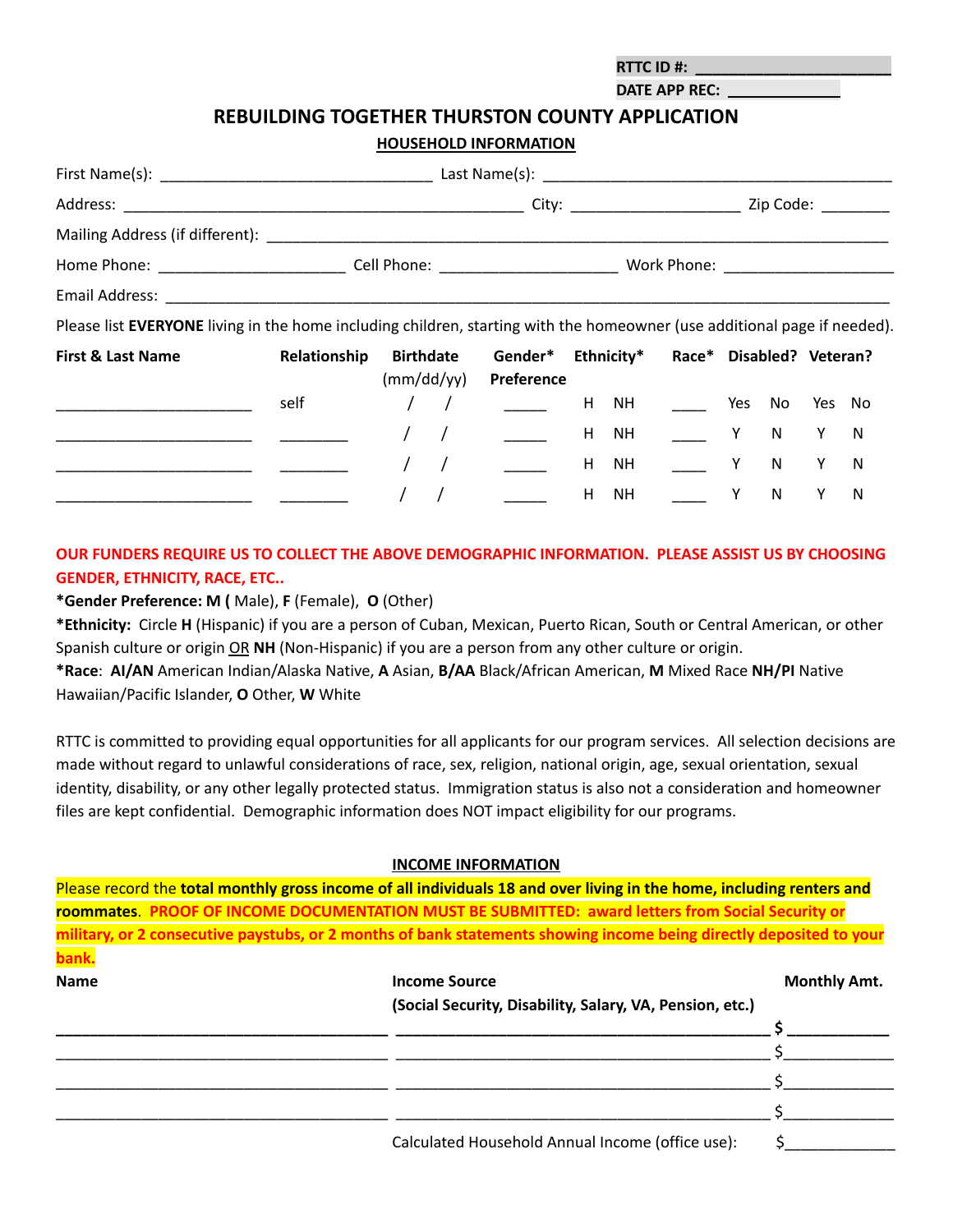RTTC ID #: ______________________

DATE APP REC: ____________

# REBUILDING TOGETHER THURSTON COUNTY APPLICATION

## HOUSEHOLD INFORMATION

First Name(s): ______________________________ Last Name(s): ______________________________________

Address: ____________________________________________ City: ___________________ Zip Code: ________

Mailing Address (if different): ______________________________________________________________________

Home Phone: _____________________ Cell Phone: ____________________ Work Phone: ___________________

Email Address: _____________________________________________________________________________

Please list **EVERYONE** living in the home including children, starting with the homeowner (use additional page if needed).

| First & Last Name | Relationship | Birthdate (mm/dd/yy) | Gender* Preference | Ethnicity* | Race* | Disabled? | Veteran? |
|---|---|---|---|---|---|---|---|
| ______________________ | self | / / | _____ | H NH | ____ | Yes No | Yes No |
| ______________________ | ________ | / / | _____ | H NH | ____ | Y N | Y N |
| ______________________ | ________ | / / | _____ | H NH | ____ | Y N | Y N |
| ______________________ | ________ | / / | _____ | H NH | ____ | Y N | Y N |

**OUR FUNDERS REQUIRE US TO COLLECT THE ABOVE DEMOGRAPHIC INFORMATION. PLEASE ASSIST US BY CHOOSING GENDER, ETHNICITY, RACE, ETC..**

***Gender Preference: M (** Male), **F** (Female), **O** (Other)

***Ethnicity:** Circle **H** (Hispanic) if you are a person of Cuban, Mexican, Puerto Rican, South or Central American, or other Spanish culture or origin OR **NH** (Non-Hispanic) if you are a person from any other culture or origin.

***Race**: **AI/AN** American Indian/Alaska Native, **A** Asian, **B/AA** Black/African American, **M** Mixed Race **NH/PI** Native Hawaiian/Pacific Islander, **O** Other, **W** White

RTTC is committed to providing equal opportunities for all applicants for our program services. All selection decisions are made without regard to unlawful considerations of race, sex, religion, national origin, age, sexual orientation, sexual identity, disability, or any other legally protected status. Immigration status is also not a consideration and homeowner files are kept confidential. Demographic information does NOT impact eligibility for our programs.

## INCOME INFORMATION

Please record the **total monthly gross income of all individuals 18 and over living in the home, including renters and roommates**. **PROOF OF INCOME DOCUMENTATION MUST BE SUBMITTED: award letters from Social Security or military, or 2 consecutive paystubs, or 2 months of bank statements showing income being directly deposited to your bank.**

| Name | Income Source (Social Security, Disability, Salary, VA, Pension, etc.) | Monthly Amt. |
|---|---|---|
| ____________________________________ | ________________________________________ | $ ___________ |
| ____________________________________ | ________________________________________ | $___________ |
| ____________________________________ | ________________________________________ | $___________ |
| ____________________________________ | ________________________________________ | $___________ |
| | Calculated Household Annual Income (office use): | $___________ |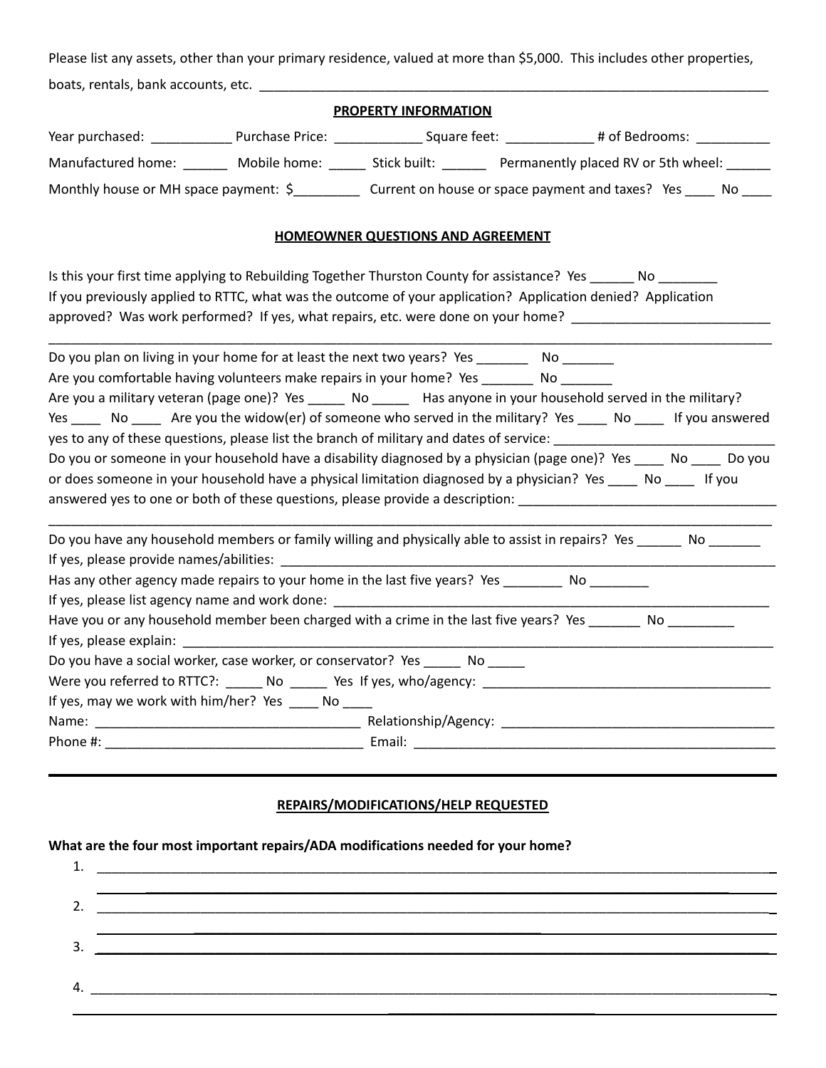Please list any assets, other than your primary residence, valued at more than $5,000. This includes other properties, boats, rentals, bank accounts, etc. ___________________________________________________________________________

**PROPERTY INFORMATION**

Year purchased: ___________ Purchase Price: ____________ Square feet: ____________ # of Bedrooms: __________

Manufactured home: ______ Mobile home: _____ Stick built: ______ Permanently placed RV or 5th wheel: ______

Monthly house or MH space payment: $_________ Current on house or space payment and taxes? Yes ____ No ____

**HOMEOWNER QUESTIONS AND AGREEMENT**

Is this your first time applying to Rebuilding Together Thurston County for assistance? Yes ______ No ________
If you previously applied to RTTC, what was the outcome of your application? Application denied? Application approved? Was work performed? If yes, what repairs, etc. were done on your home? ___________________________
_____________________________________________________________________________________________________

Do you plan on living in your home for at least the next two years? Yes _______ No _______
Are you comfortable having volunteers make repairs in your home? Yes _______ No _______
Are you a military veteran (page one)? Yes _____ No _____ Has anyone in your household served in the military? Yes ____ No ____ Are you the widow(er) of someone who served in the military? Yes ____ No ____ If you answered yes to any of these questions, please list the branch of military and dates of service: ______________________________
Do you or someone in your household have a disability diagnosed by a physician (page one)? Yes ____ No ____ Do you or does someone in your household have a physical limitation diagnosed by a physician? Yes ____ No ____ If you answered yes to one or both of these questions, please provide a description: ___________________________________
_____________________________________________________________________________________________________

Do you have any household members or family willing and physically able to assist in repairs? Yes ______ No _______
If yes, please provide names/abilities: _____________________________________________________________________
Has any other agency made repairs to your home in the last five years? Yes ________ No ________
If yes, please list agency name and work done: ________________________________________________________________
Have you or any household member been charged with a crime in the last five years? Yes _______ No _________
If yes, please explain: _______________________________________________________________________________________
Do you have a social worker, case worker, or conservator? Yes _____ No _____
Were you referred to RTTC?: _____ No _____ Yes If yes, who/agency: ________________________________________
If yes, may we work with him/her? Yes ____ No ____
Name: ____________________________________ Relationship/Agency: _____________________________________
Phone #: __________________________________ Email: ____________________________________________________

---

**REPAIRS/MODIFICATIONS/HELP REQUESTED**

**What are the four most important repairs/ADA modifications needed for your home?**

1. _____________________________________________________________________________________________
   _____________________________________________________________________________________________
2. _____________________________________________________________________________________________
   _____________________________________________________________________________________________
3. _____________________________________________________________________________________________
4. _____________________________________________________________________________________________
   _____________________________________________________________________________________________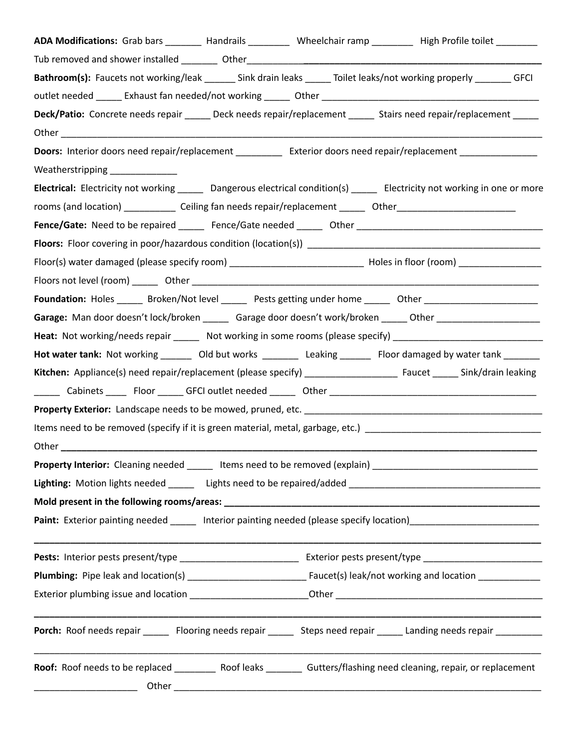**ADA Modifications:** Grab bars _______ Handrails ________ Wheelchair ramp ________ High Profile toilet ________

Tub removed and shower installed _______ Other___________________________________________________________

**Bathroom(s):** Faucets not working/leak ______ Sink drain leaks _____ Toilet leaks/not working properly _______ GFCI outlet needed _____ Exhaust fan needed/not working _____ Other ___________________________________________

**Deck/Patio:** Concrete needs repair _____ Deck needs repair/replacement _____ Stairs need repair/replacement _____

Other ___________________________________________________________________________________________

**Doors:** Interior doors need repair/replacement _________ Exterior doors need repair/replacement _______________

Weatherstripping _____________

**Electrical:** Electricity not working _____ Dangerous electrical condition(s) _____ Electricity not working in one or more rooms (and location) __________ Ceiling fan needs repair/replacement _____ Other_______________________

**Fence/Gate:** Need to be repaired _____ Fence/Gate needed _____ Other _____________________________________

**Floors:** Floor covering in poor/hazardous condition (location(s)) _______________________________________________

Floor(s) water damaged (please specify room) __________________________ Holes in floor (room) ________________

Floors not level (room) _____ Other ____________________________________________________________________

**Foundation:** Holes _____ Broken/Not level _____ Pests getting under home _____ Other ______________________

**Garage:** Man door doesn't lock/broken _____ Garage door doesn't work/broken _____ Other ____________________

**Heat:** Not working/needs repair _____ Not working in some rooms (please specify) ____________________________

**Hot water tank:** Not working ______ Old but works _______ Leaking ______ Floor damaged by water tank _______

**Kitchen:** Appliance(s) need repair/replacement (please specify) __________________ Faucet _____ Sink/drain leaking _____ Cabinets ____ Floor _____ GFCI outlet needed _____ Other ________________________________________

**Property Exterior:** Landscape needs to be mowed, pruned, etc. ______________________________________________

Items need to be removed (specify if it is green material, metal, garbage, etc.) __________________________________

Other ___________________________________________________________________________________________

**Property Interior:** Cleaning needed _____ Items need to be removed (explain) ________________________________

**Lighting:** Motion lights needed _____ Lights need to be repaired/added _____________________________________

**Mold present in the following rooms/areas:** ____________________________________________________________

**Paint:** Exterior painting needed _____ Interior painting needed (please specify location)________________________

_________________________________________________________________________________________________

**Pests:** Interior pests present/type _______________________ Exterior pests present/type _______________________

**Plumbing:** Pipe leak and location(s) ______________________ Faucet(s) leak/not working and location ____________

Exterior plumbing issue and location _______________________Other ________________________________________

_________________________________________________________________________________________________

**Porch:** Roof needs repair _____ Flooring needs repair _____ Steps need repair _____ Landing needs repair _________

_________________________________________________________________________________________________

**Roof:** Roof needs to be replaced ________ Roof leaks _______ Gutters/flashing need cleaning, repair, or replacement ____________________ Other _______________________________________________________________________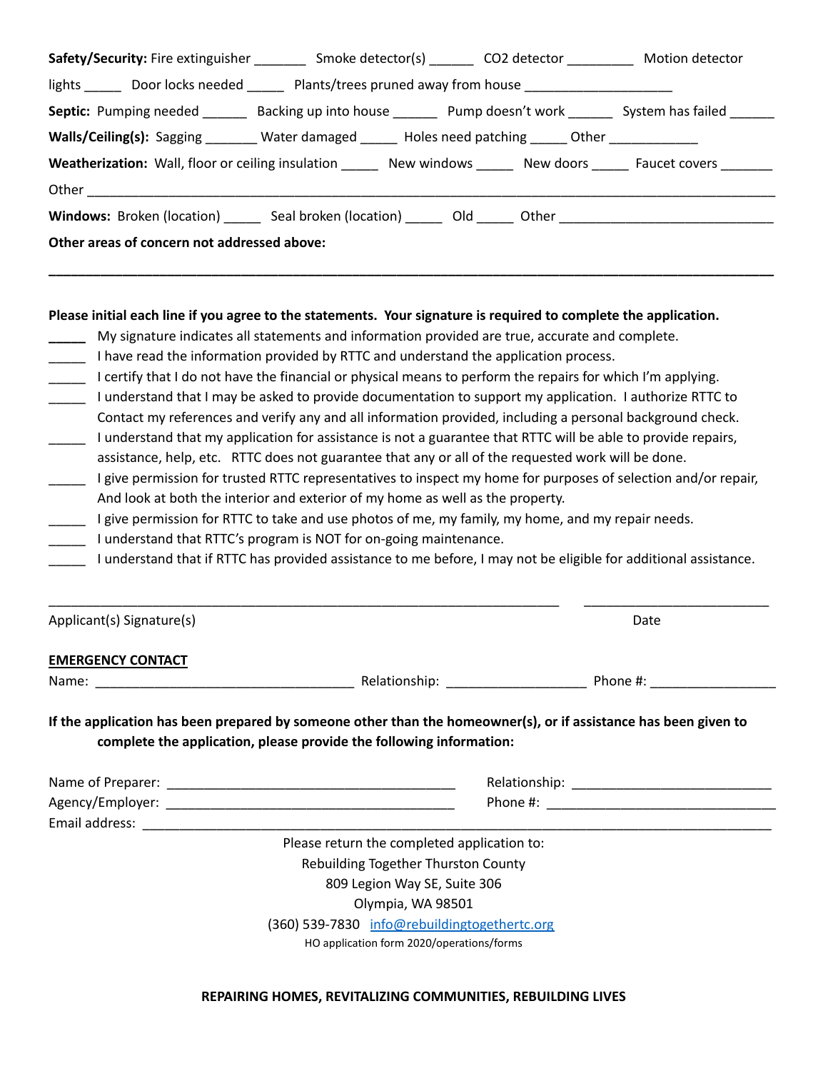**Safety/Security:** Fire extinguisher _______ Smoke detector(s) ______ CO2 detector _________ Motion detector lights _____ Door locks needed _____ Plants/trees pruned away from house ____________________

**Septic:** Pumping needed ______ Backing up into house ______ Pump doesn't work ______ System has failed ______

**Walls/Ceiling(s):** Sagging _______ Water damaged _____ Holes need patching _____ Other ____________

**Weatherization:** Wall, floor or ceiling insulation _____ New windows _____ New doors _____ Faucet covers _______

Other ______________________________________________________________________________________

**Windows:** Broken (location) _____ Seal broken (location) _____ Old _____ Other _____________________________

**Other areas of concern not addressed above:**

______________________________________________________________________________________________

**Please initial each line if you agree to the statements. Your signature is required to complete the application.**

_____ My signature indicates all statements and information provided are true, accurate and complete.

_____ I have read the information provided by RTTC and understand the application process.

_____ I certify that I do not have the financial or physical means to perform the repairs for which I'm applying.

_____ I understand that I may be asked to provide documentation to support my application. I authorize RTTC to Contact my references and verify any and all information provided, including a personal background check.

_____ I understand that my application for assistance is not a guarantee that RTTC will be able to provide repairs, assistance, help, etc. RTTC does not guarantee that any or all of the requested work will be done.

_____ I give permission for trusted RTTC representatives to inspect my home for purposes of selection and/or repair, And look at both the interior and exterior of my home as well as the property.

_____ I give permission for RTTC to take and use photos of me, my family, my home, and my repair needs.

_____ I understand that RTTC's program is NOT for on-going maintenance.

_____ I understand that if RTTC has provided assistance to me before, I may not be eligible for additional assistance.

_______________________________________________________________________ _________________________

Applicant(s) Signature(s) Date

**EMERGENCY CONTACT**

Name: ___________________________________ Relationship: ___________________ Phone #: _________________

**If the application has been prepared by someone other than the homeowner(s), or if assistance has been given to complete the application, please provide the following information:**

Name of Preparer: ________________________________________ Relationship: ___________________________

Agency/Employer: ________________________________________ Phone #: _______________________________

Email address: _________________________________________________________________________________

Please return the completed application to:
Rebuilding Together Thurston County
809 Legion Way SE, Suite 306
Olympia, WA 98501
(360) 539-7830 info@rebuildingtogethertc.org

HO application form 2020/operations/forms

**REPAIRING HOMES, REVITALIZING COMMUNITIES, REBUILDING LIVES**